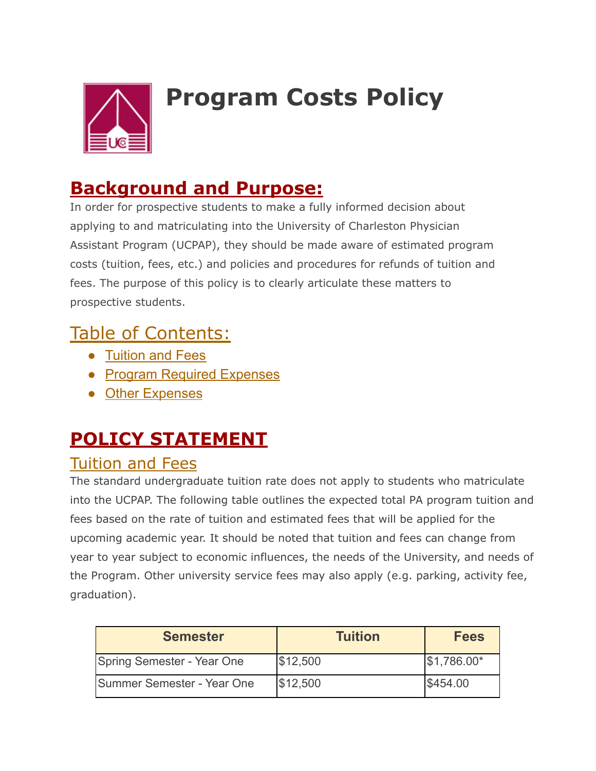# Program Costs Policy

## Background and Purpose:

In order for prospective students to make a fully informed decision about applying to and matriculating into the University of Charleston Physician Assistant Program (UCPAP), they should be made aware of estimated program costs (tuition, fees, etc.) and policies and procedures for refunds of tuition and fees. The purpose of this policy is to clearly articulate these matters to prospective students.

## Table of Contents:

- Tuition and Fees
- Program Required Expenses
- Other Expenses

## POLICY STATEMENT

### Tuition and Fees

The standard undergraduate tuition rate does not apply to students who matriculate into the UCPAP. The following table outlines the expected total PA program tuition and fees based on the rate of tuition and estimated fees that will be applied for the upcoming academic year. It should be noted that tuition and fees can change from year to year subject to economic influences, the needs of the University, and needs of the Program. Other university service fees may also apply (e.g. parking, activity fee, graduation).

| Semester | Tuition | Fees |
| --- | --- | --- |
| Spring Semester - Year One | $12,500 | $1,786.00* |
| Summer Semester - Year One | $12,500 | $454.00 |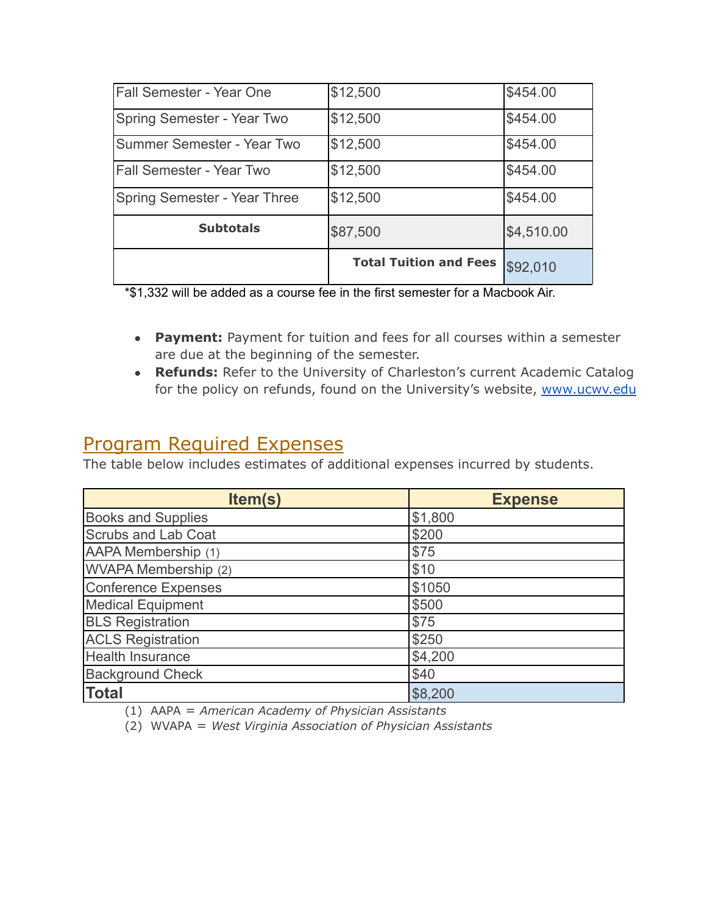| | | |
|---|---|---|
| Fall Semester - Year One | $12,500 | $454.00 |
| Spring Semester - Year Two | $12,500 | $454.00 |
| Summer Semester - Year Two | $12,500 | $454.00 |
| Fall Semester - Year Two | $12,500 | $454.00 |
| Spring Semester - Year Three | $12,500 | $454.00 |
| **Subtotals** | $87,500 | $4,510.00 |
| | **Total Tuition and Fees** | $92,010 |

*$1,332 will be added as a course fee in the first semester for a Macbook Air.

- **Payment:** Payment for tuition and fees for all courses within a semester are due at the beginning of the semester.
- **Refunds:** Refer to the University of Charleston's current Academic Catalog for the policy on refunds, found on the University's website, www.ucwv.edu

## Program Required Expenses

The table below includes estimates of additional expenses incurred by students.

| Item(s) | Expense |
|---|---|
| Books and Supplies | $1,800 |
| Scrubs and Lab Coat | $200 |
| AAPA Membership (1) | $75 |
| WVAPA Membership (2) | $10 |
| Conference Expenses | $1050 |
| Medical Equipment | $500 |
| BLS Registration | $75 |
| ACLS Registration | $250 |
| Health Insurance | $4,200 |
| Background Check | $40 |
| **Total** | $8,200 |

(1) AAPA = *American Academy of Physician Assistants*
(2) WVAPA = *West Virginia Association of Physician Assistants*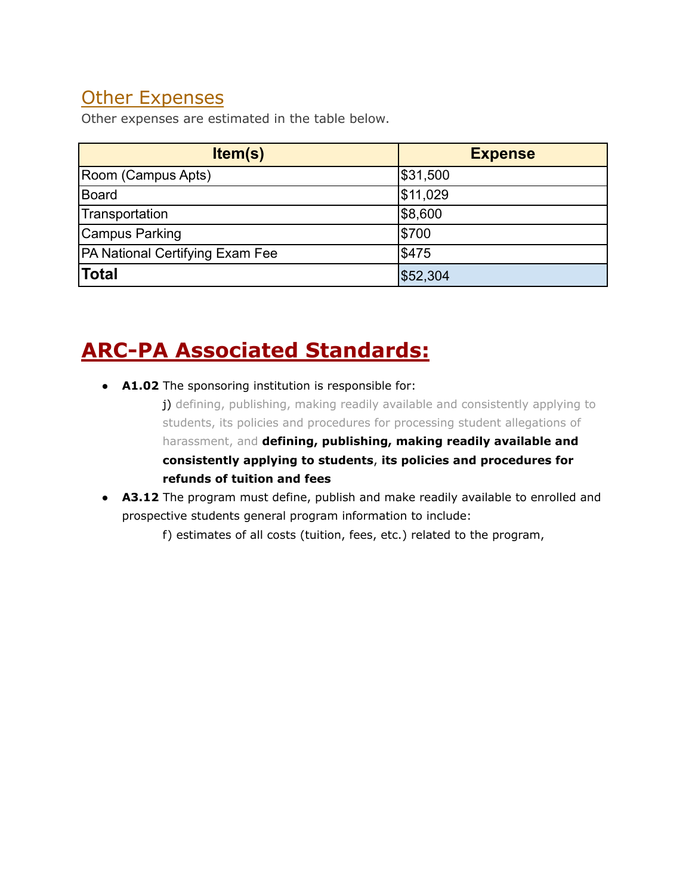## Other Expenses

Other expenses are estimated in the table below.

| Item(s) | Expense |
| --- | --- |
| Room (Campus Apts) | $31,500 |
| Board | $11,029 |
| Transportation | $8,600 |
| Campus Parking | $700 |
| PA National Certifying Exam Fee | $475 |
| **Total** | $52,304 |

# ARC-PA Associated Standards:

- **A1.02** The sponsoring institution is responsible for:
  
  j) defining, publishing, making readily available and consistently applying to students, its policies and procedures for processing student allegations of harassment, and **defining, publishing, making readily available and consistently applying to students**, **its policies and procedures for refunds of tuition and fees**
- **A3.12** The program must define, publish and make readily available to enrolled and prospective students general program information to include:
  
  f) estimates of all costs (tuition, fees, etc.) related to the program,